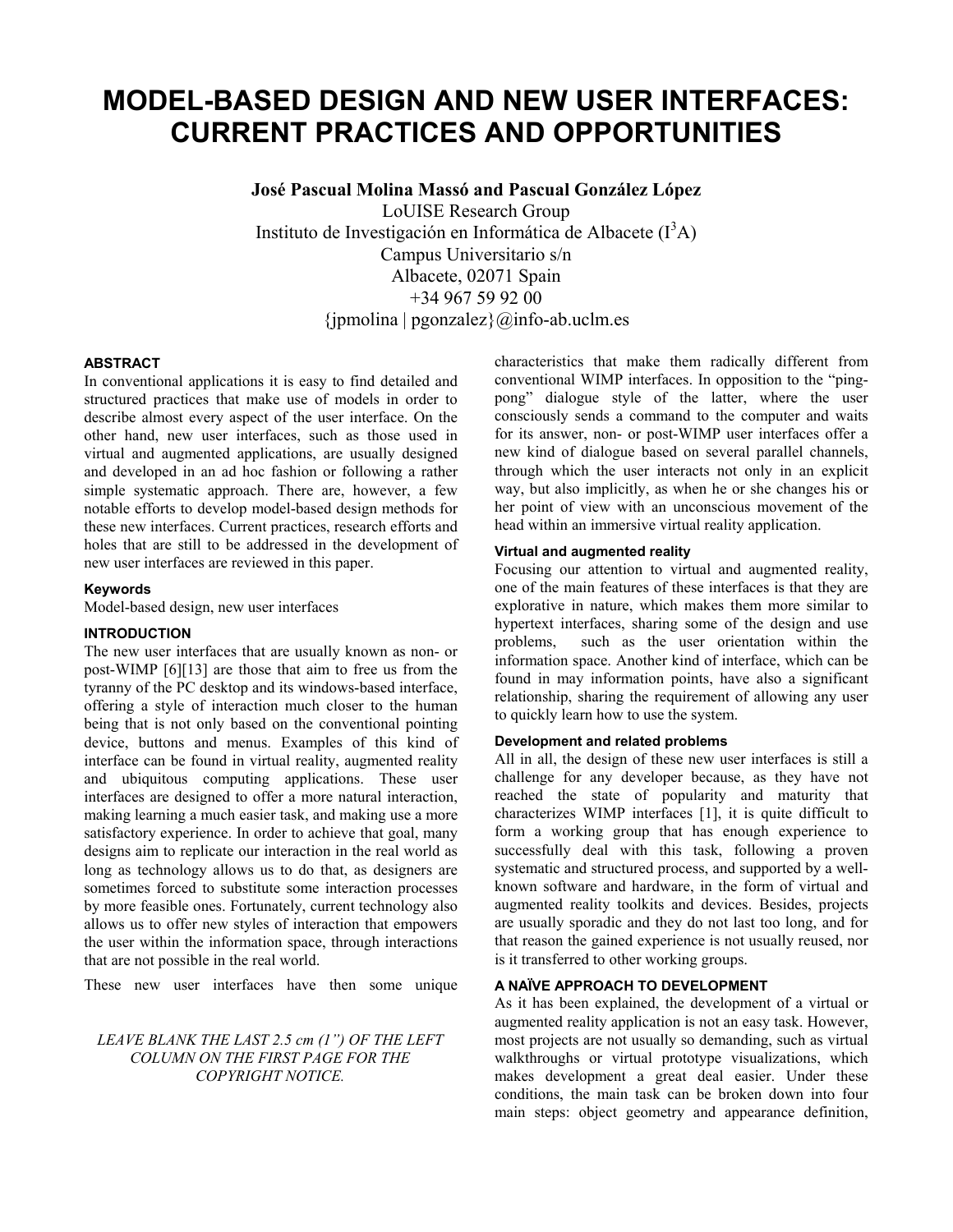# MODEL-BASED DESIGN AND NEW USER INTERFACES: CURRENT PRACTICES AND OPPORTUNITIES

**José Pascual Molina Massó and Pascual González López**

LoUISE Research Group
Instituto de Investigación en Informática de Albacete ($I^3A$)
Campus Universitario s/n
Albacete, 02071 Spain
+34 967 59 92 00
{jpmolina | pgonzalez}@info-ab.uclm.es

## ABSTRACT

In conventional applications it is easy to find detailed and structured practices that make use of models in order to describe almost every aspect of the user interface. On the other hand, new user interfaces, such as those used in virtual and augmented applications, are usually designed and developed in an ad hoc fashion or following a rather simple systematic approach. There are, however, a few notable efforts to develop model-based design methods for these new interfaces. Current practices, research efforts and holes that are still to be addressed in the development of new user interfaces are reviewed in this paper.

### Keywords

Model-based design, new user interfaces

## INTRODUCTION

The new user interfaces that are usually known as non- or post-WIMP [6][13] are those that aim to free us from the tyranny of the PC desktop and its windows-based interface, offering a style of interaction much closer to the human being that is not only based on the conventional pointing device, buttons and menus. Examples of this kind of interface can be found in virtual reality, augmented reality and ubiquitous computing applications. These user interfaces are designed to offer a more natural interaction, making learning a much easier task, and making use a more satisfactory experience. In order to achieve that goal, many designs aim to replicate our interaction in the real world as long as technology allows us to do that, as designers are sometimes forced to substitute some interaction processes by more feasible ones. Fortunately, current technology also allows us to offer new styles of interaction that empowers the user within the information space, through interactions that are not possible in the real world.

These new user interfaces have then some unique characteristics that make them radically different from conventional WIMP interfaces. In opposition to the "ping-pong" dialogue style of the latter, where the user consciously sends a command to the computer and waits for its answer, non- or post-WIMP user interfaces offer a new kind of dialogue based on several parallel channels, through which the user interacts not only in an explicit way, but also implicitly, as when he or she changes his or her point of view with an unconscious movement of the head within an immersive virtual reality application.

### Virtual and augmented reality

Focusing our attention to virtual and augmented reality, one of the main features of these interfaces is that they are explorative in nature, which makes them more similar to hypertext interfaces, sharing some of the design and use problems, such as the user orientation within the information space. Another kind of interface, which can be found in may information points, have also a significant relationship, sharing the requirement of allowing any user to quickly learn how to use the system.

### Development and related problems

All in all, the design of these new user interfaces is still a challenge for any developer because, as they have not reached the state of popularity and maturity that characterizes WIMP interfaces [1], it is quite difficult to form a working group that has enough experience to successfully deal with this task, following a proven systematic and structured process, and supported by a well-known software and hardware, in the form of virtual and augmented reality toolkits and devices. Besides, projects are usually sporadic and they do not last too long, and for that reason the gained experience is not usually reused, nor is it transferred to other working groups.

## A NAÏVE APPROACH TO DEVELOPMENT

As it has been explained, the development of a virtual or augmented reality application is not an easy task. However, most projects are not usually so demanding, such as virtual walkthroughs or virtual prototype visualizations, which makes development a great deal easier. Under these conditions, the main task can be broken down into four main steps: object geometry and appearance definition,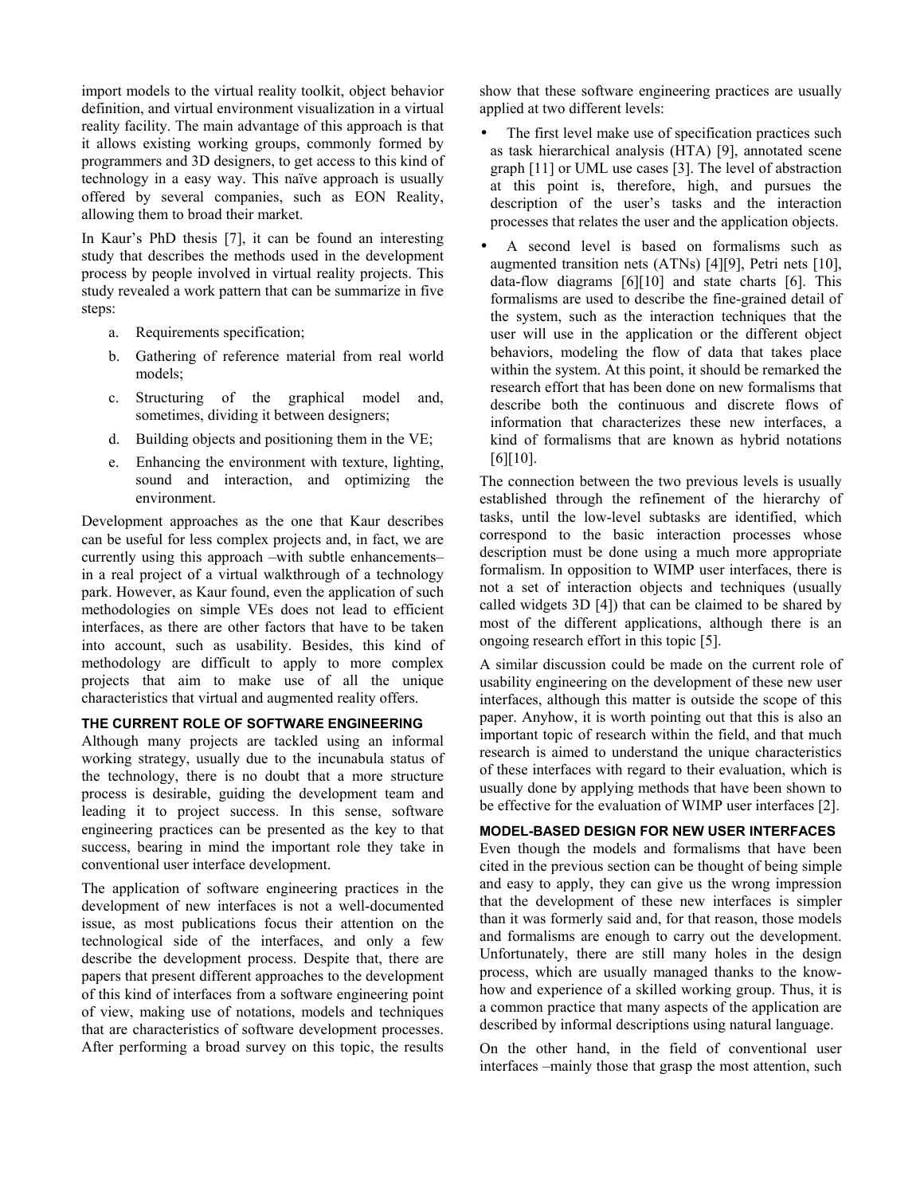import models to the virtual reality toolkit, object behavior definition, and virtual environment visualization in a virtual reality facility. The main advantage of this approach is that it allows existing working groups, commonly formed by programmers and 3D designers, to get access to this kind of technology in a easy way. This naïve approach is usually offered by several companies, such as EON Reality, allowing them to broad their market.

In Kaur's PhD thesis [7], it can be found an interesting study that describes the methods used in the development process by people involved in virtual reality projects. This study revealed a work pattern that can be summarize in five steps:

a. Requirements specification;
b. Gathering of reference material from real world models;
c. Structuring of the graphical model and, sometimes, dividing it between designers;
d. Building objects and positioning them in the VE;
e. Enhancing the environment with texture, lighting, sound and interaction, and optimizing the environment.

Development approaches as the one that Kaur describes can be useful for less complex projects and, in fact, we are currently using this approach –with subtle enhancements– in a real project of a virtual walkthrough of a technology park. However, as Kaur found, even the application of such methodologies on simple VEs does not lead to efficient interfaces, as there are other factors that have to be taken into account, such as usability. Besides, this kind of methodology are difficult to apply to more complex projects that aim to make use of all the unique characteristics that virtual and augmented reality offers.

## THE CURRENT ROLE OF SOFTWARE ENGINEERING

Although many projects are tackled using an informal working strategy, usually due to the incunabula status of the technology, there is no doubt that a more structure process is desirable, guiding the development team and leading it to project success. In this sense, software engineering practices can be presented as the key to that success, bearing in mind the important role they take in conventional user interface development.

The application of software engineering practices in the development of new interfaces is not a well-documented issue, as most publications focus their attention on the technological side of the interfaces, and only a few describe the development process. Despite that, there are papers that present different approaches to the development of this kind of interfaces from a software engineering point of view, making use of notations, models and techniques that are characteristics of software development processes. After performing a broad survey on this topic, the results show that these software engineering practices are usually applied at two different levels:

- The first level make use of specification practices such as task hierarchical analysis (HTA) [9], annotated scene graph [11] or UML use cases [3]. The level of abstraction at this point is, therefore, high, and pursues the description of the user's tasks and the interaction processes that relates the user and the application objects.
- A second level is based on formalisms such as augmented transition nets (ATNs) [4][9], Petri nets [10], data-flow diagrams [6][10] and state charts [6]. This formalisms are used to describe the fine-grained detail of the system, such as the interaction techniques that the user will use in the application or the different object behaviors, modeling the flow of data that takes place within the system. At this point, it should be remarked the research effort that has been done on new formalisms that describe both the continuous and discrete flows of information that characterizes these new interfaces, a kind of formalisms that are known as hybrid notations [6][10].

The connection between the two previous levels is usually established through the refinement of the hierarchy of tasks, until the low-level subtasks are identified, which correspond to the basic interaction processes whose description must be done using a much more appropriate formalism. In opposition to WIMP user interfaces, there is not a set of interaction objects and techniques (usually called widgets 3D [4]) that can be claimed to be shared by most of the different applications, although there is an ongoing research effort in this topic [5].

A similar discussion could be made on the current role of usability engineering on the development of these new user interfaces, although this matter is outside the scope of this paper. Anyhow, it is worth pointing out that this is also an important topic of research within the field, and that much research is aimed to understand the unique characteristics of these interfaces with regard to their evaluation, which is usually done by applying methods that have been shown to be effective for the evaluation of WIMP user interfaces [2].

## MODEL-BASED DESIGN FOR NEW USER INTERFACES

Even though the models and formalisms that have been cited in the previous section can be thought of being simple and easy to apply, they can give us the wrong impression that the development of these new interfaces is simpler than it was formerly said and, for that reason, those models and formalisms are enough to carry out the development. Unfortunately, there are still many holes in the design process, which are usually managed thanks to the know-how and experience of a skilled working group. Thus, it is a common practice that many aspects of the application are described by informal descriptions using natural language.

On the other hand, in the field of conventional user interfaces –mainly those that grasp the most attention, such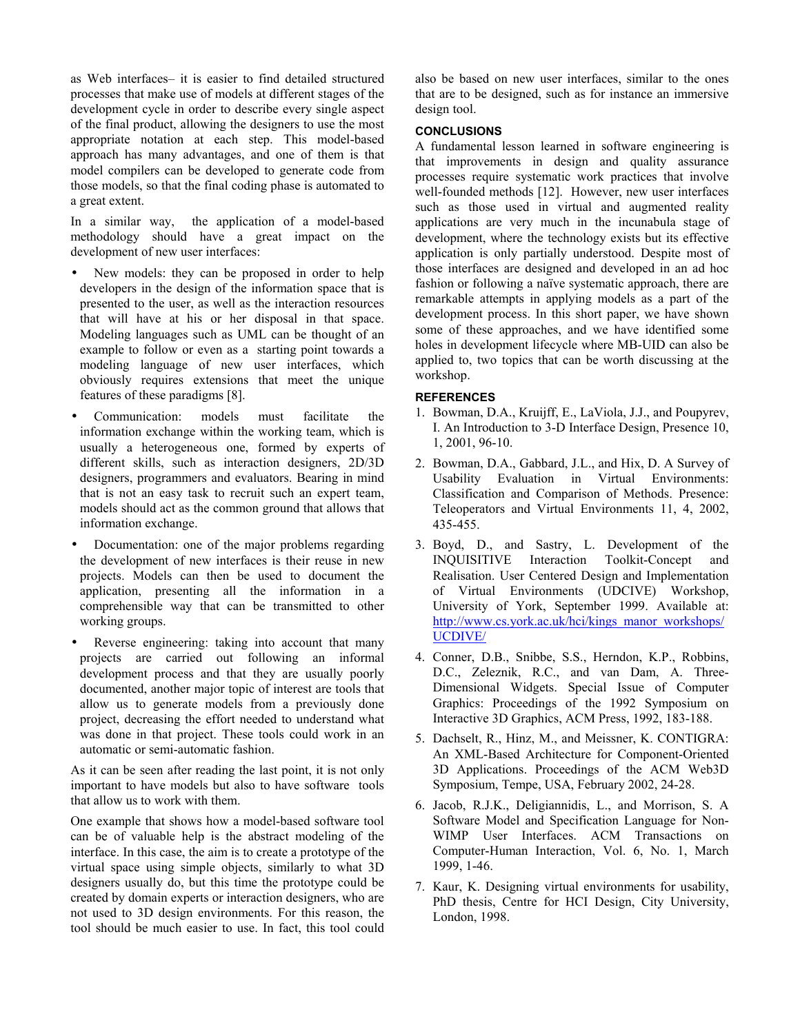as Web interfaces– it is easier to find detailed structured processes that make use of models at different stages of the development cycle in order to describe every single aspect of the final product, allowing the designers to use the most appropriate notation at each step. This model-based approach has many advantages, and one of them is that model compilers can be developed to generate code from those models, so that the final coding phase is automated to a great extent.

In a similar way, the application of a model-based methodology should have a great impact on the development of new user interfaces:

- New models: they can be proposed in order to help developers in the design of the information space that is presented to the user, as well as the interaction resources that will have at his or her disposal in that space. Modeling languages such as UML can be thought of an example to follow or even as a starting point towards a modeling language of new user interfaces, which obviously requires extensions that meet the unique features of these paradigms [8].
- Communication: models must facilitate the information exchange within the working team, which is usually a heterogeneous one, formed by experts of different skills, such as interaction designers, 2D/3D designers, programmers and evaluators. Bearing in mind that is not an easy task to recruit such an expert team, models should act as the common ground that allows that information exchange.
- Documentation: one of the major problems regarding the development of new interfaces is their reuse in new projects. Models can then be used to document the application, presenting all the information in a comprehensible way that can be transmitted to other working groups.
- Reverse engineering: taking into account that many projects are carried out following an informal development process and that they are usually poorly documented, another major topic of interest are tools that allow us to generate models from a previously done project, decreasing the effort needed to understand what was done in that project. These tools could work in an automatic or semi-automatic fashion.

As it can be seen after reading the last point, it is not only important to have models but also to have software tools that allow us to work with them.

One example that shows how a model-based software tool can be of valuable help is the abstract modeling of the interface. In this case, the aim is to create a prototype of the virtual space using simple objects, similarly to what 3D designers usually do, but this time the prototype could be created by domain experts or interaction designers, who are not used to 3D design environments. For this reason, the tool should be much easier to use. In fact, this tool could also be based on new user interfaces, similar to the ones that are to be designed, such as for instance an immersive design tool.

## CONCLUSIONS

A fundamental lesson learned in software engineering is that improvements in design and quality assurance processes require systematic work practices that involve well-founded methods [12]. However, new user interfaces such as those used in virtual and augmented reality applications are very much in the incunabula stage of development, where the technology exists but its effective application is only partially understood. Despite most of those interfaces are designed and developed in an ad hoc fashion or following a naïve systematic approach, there are remarkable attempts in applying models as a part of the development process. In this short paper, we have shown some of these approaches, and we have identified some holes in development lifecycle where MB-UID can also be applied to, two topics that can be worth discussing at the workshop.

## REFERENCES

1. Bowman, D.A., Kruijff, E., LaViola, J.J., and Poupyrev, I. An Introduction to 3-D Interface Design, Presence 10, 1, 2001, 96-10.
2. Bowman, D.A., Gabbard, J.L., and Hix, D. A Survey of Usability Evaluation in Virtual Environments: Classification and Comparison of Methods. Presence: Teleoperators and Virtual Environments 11, 4, 2002, 435-455.
3. Boyd, D., and Sastry, L. Development of the INQUISITIVE Interaction Toolkit-Concept and Realisation. User Centered Design and Implementation of Virtual Environments (UDCIVE) Workshop, University of York, September 1999. Available at: http://www.cs.york.ac.uk/hci/kings_manor_workshops/UCDIVE/
4. Conner, D.B., Snibbe, S.S., Herndon, K.P., Robbins, D.C., Zeleznik, R.C., and van Dam, A. Three-Dimensional Widgets. Special Issue of Computer Graphics: Proceedings of the 1992 Symposium on Interactive 3D Graphics, ACM Press, 1992, 183-188.
5. Dachselt, R., Hinz, M., and Meissner, K. CONTIGRA: An XML-Based Architecture for Component-Oriented 3D Applications. Proceedings of the ACM Web3D Symposium, Tempe, USA, February 2002, 24-28.
6. Jacob, R.J.K., Deligiannidis, L., and Morrison, S. A Software Model and Specification Language for Non-WIMP User Interfaces. ACM Transactions on Computer-Human Interaction, Vol. 6, No. 1, March 1999, 1-46.
7. Kaur, K. Designing virtual environments for usability, PhD thesis, Centre for HCI Design, City University, London, 1998.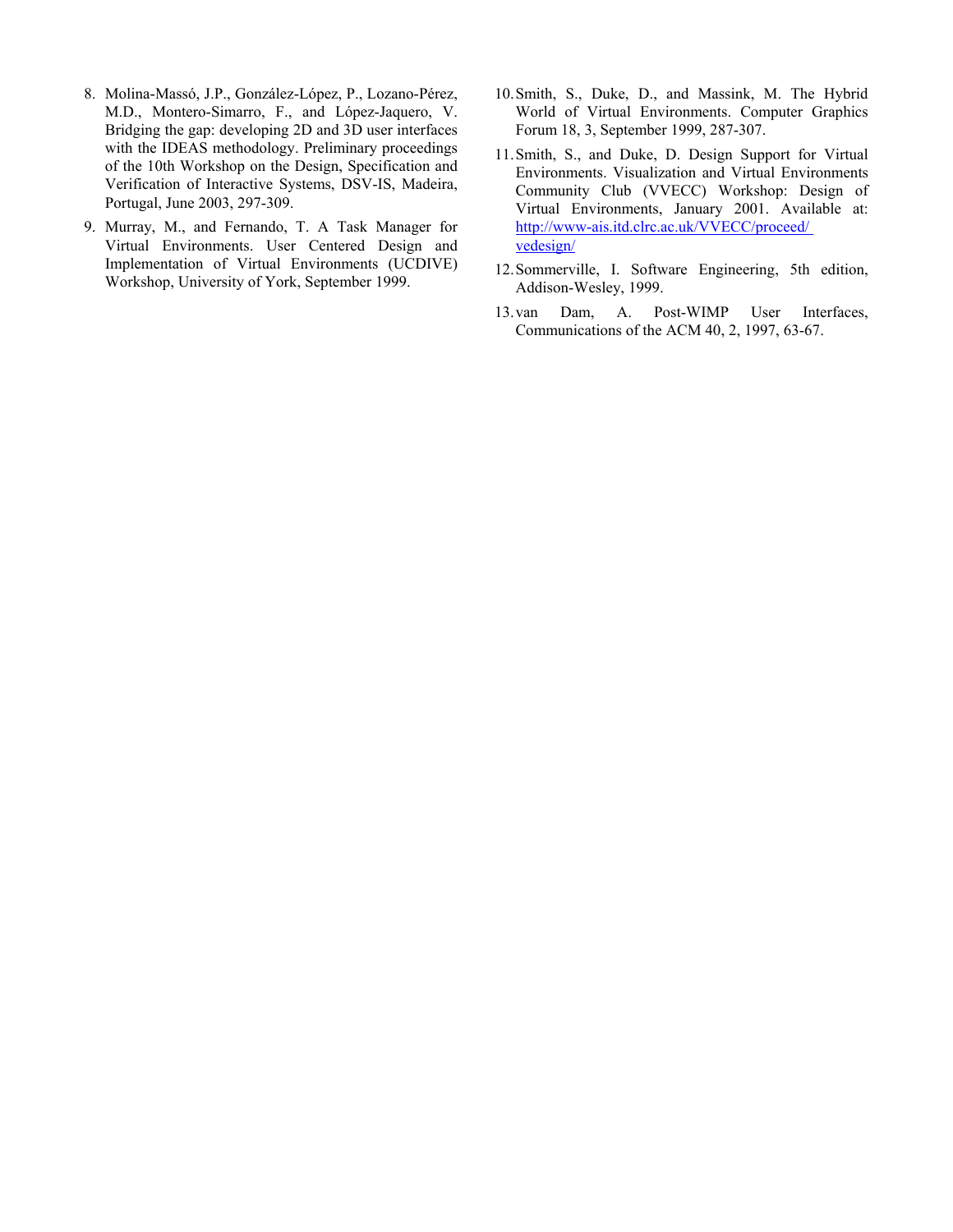8. Molina-Massó, J.P., González-López, P., Lozano-Pérez, M.D., Montero-Simarro, F., and López-Jaquero, V. Bridging the gap: developing 2D and 3D user interfaces with the IDEAS methodology. Preliminary proceedings of the 10th Workshop on the Design, Specification and Verification of Interactive Systems, DSV-IS, Madeira, Portugal, June 2003, 297-309.

9. Murray, M., and Fernando, T. A Task Manager for Virtual Environments. User Centered Design and Implementation of Virtual Environments (UCDIVE) Workshop, University of York, September 1999.

10. Smith, S., Duke, D., and Massink, M. The Hybrid World of Virtual Environments. Computer Graphics Forum 18, 3, September 1999, 287-307.

11. Smith, S., and Duke, D. Design Support for Virtual Environments. Visualization and Virtual Environments Community Club (VVECC) Workshop: Design of Virtual Environments, January 2001. Available at: http://www-ais.itd.clrc.ac.uk/VVECC/proceed/vedesign/

12. Sommerville, I. Software Engineering, 5th edition, Addison-Wesley, 1999.

13. van Dam, A. Post-WIMP User Interfaces, Communications of the ACM 40, 2, 1997, 63-67.